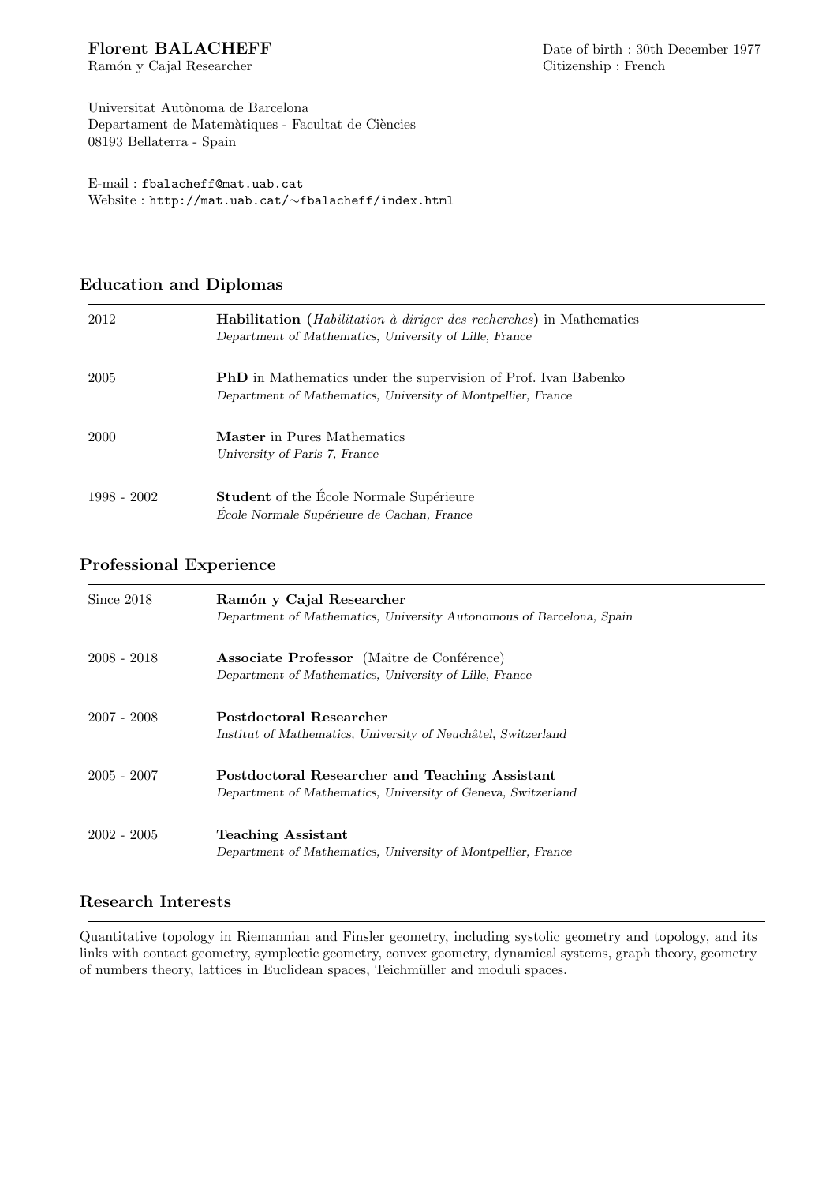**Florent BALACHEFF**
Ramón y Cajal Researcher

Date of birth : 30th December 1977
Citizenship : French

Universitat Autònoma de Barcelona
Departament de Matemàtiques - Facultat de Ciències
08193 Bellaterra - Spain

E-mail : fbalacheff@mat.uab.cat
Website : http://mat.uab.cat/∼fbalacheff/index.html

## Education and Diplomas

| | |
|---|---|
| 2012 | **Habilitation** (*Habilitation à diriger des recherches*) in Mathematics<br>*Department of Mathematics, University of Lille, France* |
| 2005 | **PhD** in Mathematics under the supervision of Prof. Ivan Babenko<br>*Department of Mathematics, University of Montpellier, France* |
| 2000 | **Master** in Pures Mathematics<br>*University of Paris 7, France* |
| 1998 - 2002 | **Student** of the École Normale Supérieure<br>*École Normale Supérieure de Cachan, France* |

## Professional Experience

| | |
|---|---|
| Since 2018 | **Ramón y Cajal Researcher**<br>*Department of Mathematics, University Autonomous of Barcelona, Spain* |
| 2008 - 2018 | **Associate Professor** (Maître de Conférence)<br>*Department of Mathematics, University of Lille, France* |
| 2007 - 2008 | **Postdoctoral Researcher**<br>*Institut of Mathematics, University of Neuchâtel, Switzerland* |
| 2005 - 2007 | **Postdoctoral Researcher and Teaching Assistant**<br>*Department of Mathematics, University of Geneva, Switzerland* |
| 2002 - 2005 | **Teaching Assistant**<br>*Department of Mathematics, University of Montpellier, France* |

## Research Interests

Quantitative topology in Riemannian and Finsler geometry, including systolic geometry and topology, and its links with contact geometry, symplectic geometry, convex geometry, dynamical systems, graph theory, geometry of numbers theory, lattices in Euclidean spaces, Teichmüller and moduli spaces.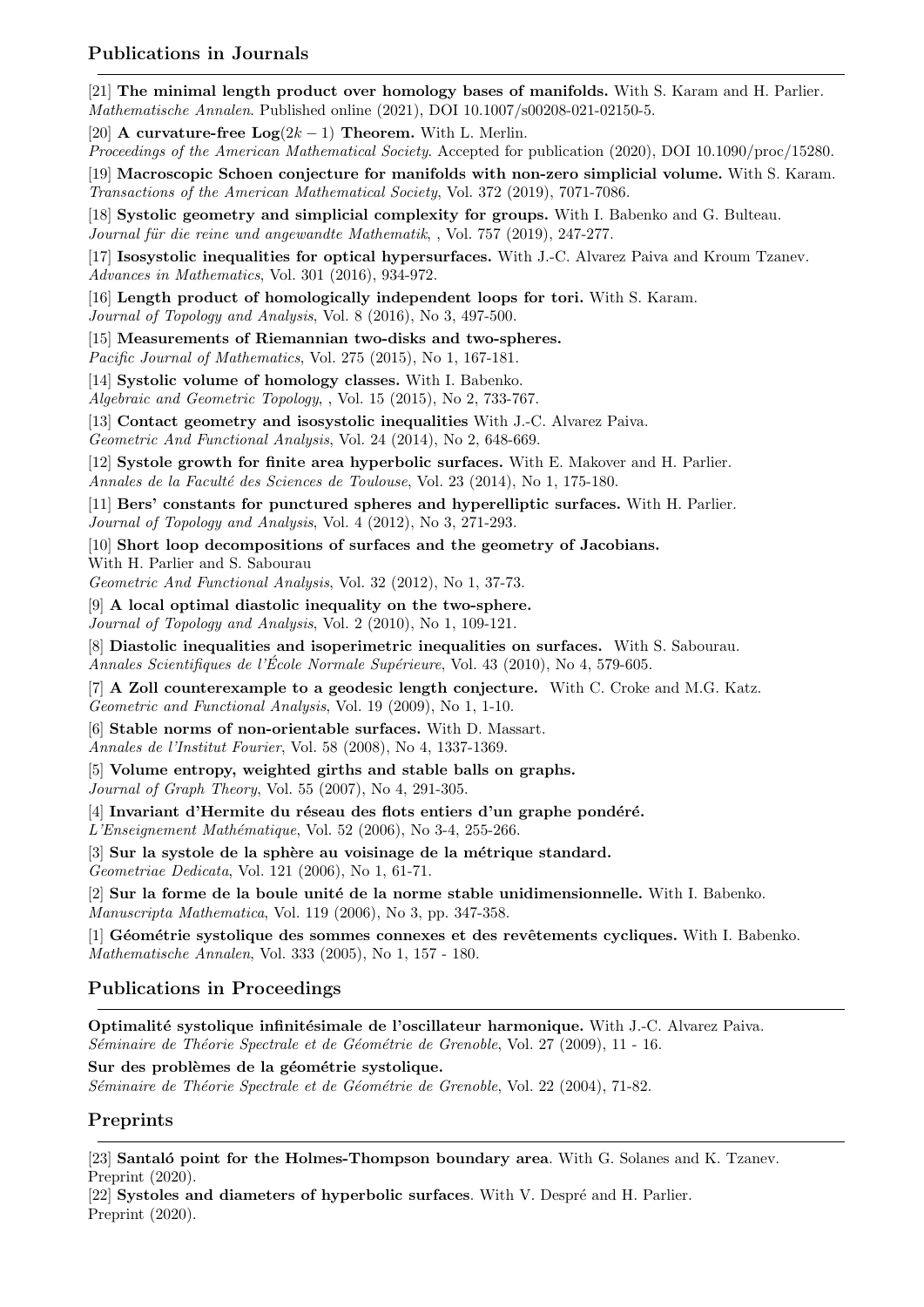## Publications in Journals

[21] **The minimal length product over homology bases of manifolds.** With S. Karam and H. Parlier. *Mathematische Annalen*. Published online (2021), DOI 10.1007/s00208-021-02150-5.

[20] **A curvature-free $\mathbf{Log}(2k-1)$ Theorem.** With L. Merlin. *Proceedings of the American Mathematical Society*. Accepted for publication (2020), DOI 10.1090/proc/15280.

[19] **Macroscopic Schoen conjecture for manifolds with non-zero simplicial volume.** With S. Karam. *Transactions of the American Mathematical Society*, Vol. 372 (2019), 7071-7086.

[18] **Systolic geometry and simplicial complexity for groups.** With I. Babenko and G. Bulteau. *Journal für die reine und angewandte Mathematik*, , Vol. 757 (2019), 247-277.

[17] **Isosystolic inequalities for optical hypersurfaces.** With J.-C. Alvarez Paiva and Kroum Tzanev. *Advances in Mathematics*, Vol. 301 (2016), 934-972.

[16] **Length product of homologically independent loops for tori.** With S. Karam. *Journal of Topology and Analysis*, Vol. 8 (2016), No 3, 497-500.

[15] **Measurements of Riemannian two-disks and two-spheres.** *Pacific Journal of Mathematics*, Vol. 275 (2015), No 1, 167-181.

[14] **Systolic volume of homology classes.** With I. Babenko. *Algebraic and Geometric Topology*, , Vol. 15 (2015), No 2, 733-767.

[13] **Contact geometry and isosystolic inequalities** With J.-C. Alvarez Paiva. *Geometric And Functional Analysis*, Vol. 24 (2014), No 2, 648-669.

[12] **Systole growth for finite area hyperbolic surfaces.** With E. Makover and H. Parlier. *Annales de la Faculté des Sciences de Toulouse*, Vol. 23 (2014), No 1, 175-180.

[11] **Bers' constants for punctured spheres and hyperelliptic surfaces.** With H. Parlier. *Journal of Topology and Analysis*, Vol. 4 (2012), No 3, 271-293.

[10] **Short loop decompositions of surfaces and the geometry of Jacobians.** With H. Parlier and S. Sabourau *Geometric And Functional Analysis*, Vol. 32 (2012), No 1, 37-73.

[9] **A local optimal diastolic inequality on the two-sphere.** *Journal of Topology and Analysis*, Vol. 2 (2010), No 1, 109-121.

[8] **Diastolic inequalities and isoperimetric inequalities on surfaces.** With S. Sabourau. *Annales Scientifiques de l'École Normale Supérieure*, Vol. 43 (2010), No 4, 579-605.

[7] **A Zoll counterexample to a geodesic length conjecture.** With C. Croke and M.G. Katz. *Geometric and Functional Analysis*, Vol. 19 (2009), No 1, 1-10.

[6] **Stable norms of non-orientable surfaces.** With D. Massart. *Annales de l'Institut Fourier*, Vol. 58 (2008), No 4, 1337-1369.

[5] **Volume entropy, weighted girths and stable balls on graphs.** *Journal of Graph Theory*, Vol. 55 (2007), No 4, 291-305.

[4] **Invariant d'Hermite du réseau des flots entiers d'un graphe pondéré.** *L'Enseignement Mathématique*, Vol. 52 (2006), No 3-4, 255-266.

[3] **Sur la systole de la sphère au voisinage de la métrique standard.** *Geometriae Dedicata*, Vol. 121 (2006), No 1, 61-71.

[2] **Sur la forme de la boule unité de la norme stable unidimensionnelle.** With I. Babenko. *Manuscripta Mathematica*, Vol. 119 (2006), No 3, pp. 347-358.

[1] **Géométrie systolique des sommes connexes et des revêtements cycliques.** With I. Babenko. *Mathematische Annalen*, Vol. 333 (2005), No 1, 157 - 180.

## Publications in Proceedings

**Optimalité systolique infinitésimale de l'oscillateur harmonique.** With J.-C. Alvarez Paiva. *Séminaire de Théorie Spectrale et de Géométrie de Grenoble*, Vol. 27 (2009), 11 - 16.

**Sur des problèmes de la géométrie systolique.** *Séminaire de Théorie Spectrale et de Géométrie de Grenoble*, Vol. 22 (2004), 71-82.

## Preprints

[23] **Santaló point for the Holmes-Thompson boundary area**. With G. Solanes and K. Tzanev. Preprint (2020).

[22] **Systoles and diameters of hyperbolic surfaces**. With V. Despré and H. Parlier. Preprint (2020).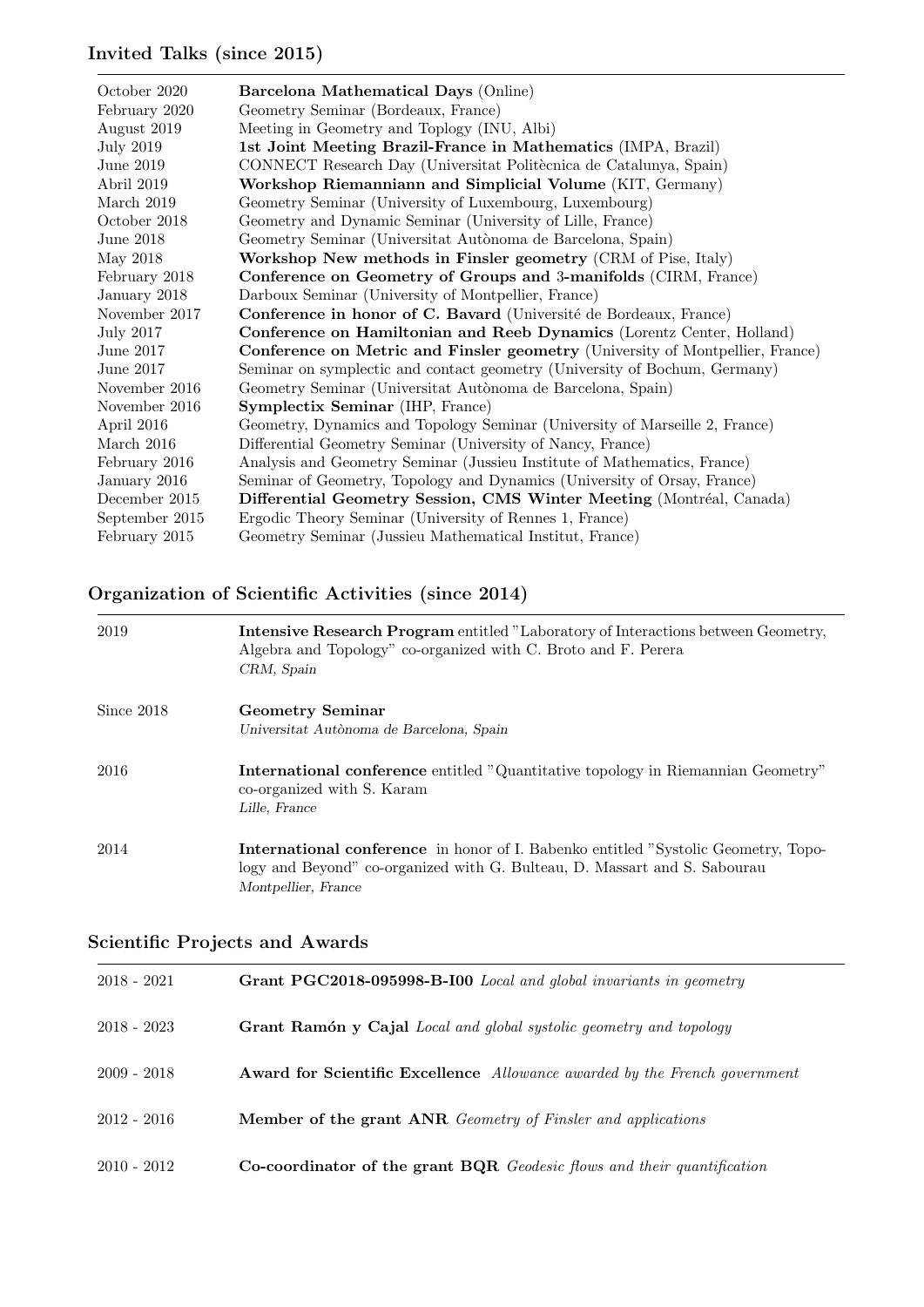## Invited Talks (since 2015)

| | |
|---|---|
| October 2020 | **Barcelona Mathematical Days** (Online) |
| February 2020 | Geometry Seminar (Bordeaux, France) |
| August 2019 | Meeting in Geometry and Toplogy (INU, Albi) |
| July 2019 | **1st Joint Meeting Brazil-France in Mathematics** (IMPA, Brazil) |
| June 2019 | CONNECT Research Day (Universitat Politècnica de Catalunya, Spain) |
| Abril 2019 | **Workshop Riemanniann and Simplicial Volume** (KIT, Germany) |
| March 2019 | Geometry Seminar (University of Luxembourg, Luxembourg) |
| October 2018 | Geometry and Dynamic Seminar (University of Lille, France) |
| June 2018 | Geometry Seminar (Universitat Autònoma de Barcelona, Spain) |
| May 2018 | **Workshop New methods in Finsler geometry** (CRM of Pise, Italy) |
| February 2018 | **Conference on Geometry of Groups and 3-manifolds** (CIRM, France) |
| January 2018 | Darboux Seminar (University of Montpellier, France) |
| November 2017 | **Conference in honor of C. Bavard** (Université de Bordeaux, France) |
| July 2017 | **Conference on Hamiltonian and Reeb Dynamics** (Lorentz Center, Holland) |
| June 2017 | **Conference on Metric and Finsler geometry** (University of Montpellier, France) |
| June 2017 | Seminar on symplectic and contact geometry (University of Bochum, Germany) |
| November 2016 | Geometry Seminar (Universitat Autònoma de Barcelona, Spain) |
| November 2016 | **Symplectix Seminar** (IHP, France) |
| April 2016 | Geometry, Dynamics and Topology Seminar (University of Marseille 2, France) |
| March 2016 | Differential Geometry Seminar (University of Nancy, France) |
| February 2016 | Analysis and Geometry Seminar (Jussieu Institute of Mathematics, France) |
| January 2016 | Seminar of Geometry, Topology and Dynamics (University of Orsay, France) |
| December 2015 | **Differential Geometry Session, CMS Winter Meeting** (Montréal, Canada) |
| September 2015 | Ergodic Theory Seminar (University of Rennes 1, France) |
| February 2015 | Geometry Seminar (Jussieu Mathematical Institut, France) |

## Organization of Scientific Activities (since 2014)

| | |
|---|---|
| 2019 | **Intensive Research Program** entitled "Laboratory of Interactions between Geometry, Algebra and Topology" co-organized with C. Broto and F. Perera<br>*CRM, Spain* |
| Since 2018 | **Geometry Seminar**<br>*Universitat Autònoma de Barcelona, Spain* |
| 2016 | **International conference** entitled "Quantitative topology in Riemannian Geometry" co-organized with S. Karam<br>*Lille, France* |
| 2014 | **International conference** in honor of I. Babenko entitled "Systolic Geometry, Topology and Beyond" co-organized with G. Bulteau, D. Massart and S. Sabourau<br>*Montpellier, France* |

## Scientific Projects and Awards

| | |
|---|---|
| 2018 - 2021 | **Grant PGC2018-095998-B-I00** *Local and global invariants in geometry* |
| 2018 - 2023 | **Grant Ramón y Cajal** *Local and global systolic geometry and topology* |
| 2009 - 2018 | **Award for Scientific Excellence** *Allowance awarded by the French government* |
| 2012 - 2016 | **Member of the grant ANR** *Geometry of Finsler and applications* |
| 2010 - 2012 | **Co-coordinator of the grant BQR** *Geodesic flows and their quantification* |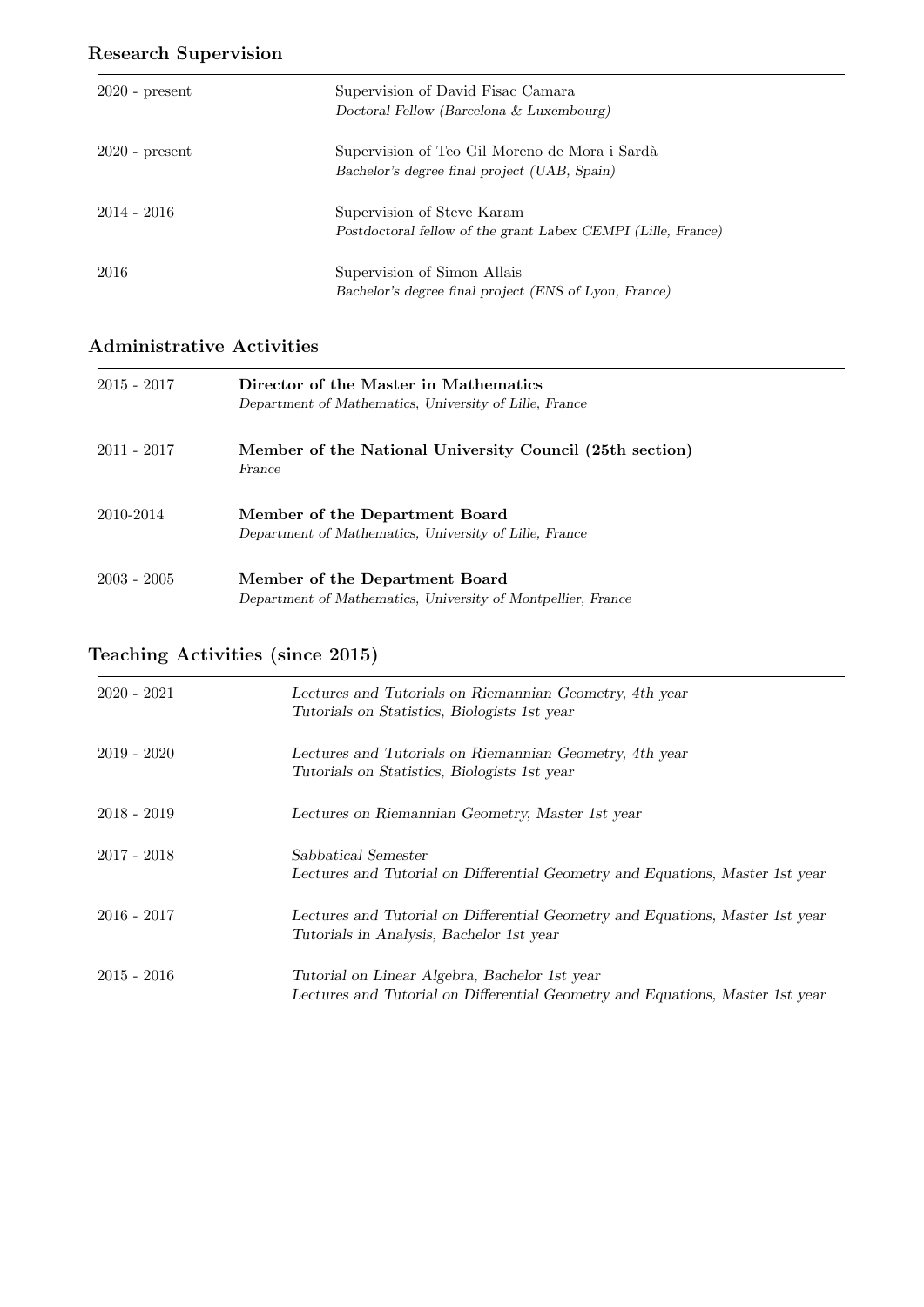## Research Supervision

| | |
|---|---|
| 2020 - present | Supervision of David Fisac Camara<br>*Doctoral Fellow (Barcelona & Luxembourg)* |
| 2020 - present | Supervision of Teo Gil Moreno de Mora i Sardà<br>*Bachelor's degree final project (UAB, Spain)* |
| 2014 - 2016 | Supervision of Steve Karam<br>*Postdoctoral fellow of the grant Labex CEMPI (Lille, France)* |
| 2016 | Supervision of Simon Allais<br>*Bachelor's degree final project (ENS of Lyon, France)* |

## Administrative Activities

| | |
|---|---|
| 2015 - 2017 | **Director of the Master in Mathematics**<br>*Department of Mathematics, University of Lille, France* |
| 2011 - 2017 | **Member of the National University Council (25th section)**<br>*France* |
| 2010-2014 | **Member of the Department Board**<br>*Department of Mathematics, University of Lille, France* |
| 2003 - 2005 | **Member of the Department Board**<br>*Department of Mathematics, University of Montpellier, France* |

## Teaching Activities (since 2015)

| | |
|---|---|
| 2020 - 2021 | *Lectures and Tutorials on Riemannian Geometry, 4th year*<br>*Tutorials on Statistics, Biologists 1st year* |
| 2019 - 2020 | *Lectures and Tutorials on Riemannian Geometry, 4th year*<br>*Tutorials on Statistics, Biologists 1st year* |
| 2018 - 2019 | *Lectures on Riemannian Geometry, Master 1st year* |
| 2017 - 2018 | *Sabbatical Semester*<br>*Lectures and Tutorial on Differential Geometry and Equations, Master 1st year* |
| 2016 - 2017 | *Lectures and Tutorial on Differential Geometry and Equations, Master 1st year*<br>*Tutorials in Analysis, Bachelor 1st year* |
| 2015 - 2016 | *Tutorial on Linear Algebra, Bachelor 1st year*<br>*Lectures and Tutorial on Differential Geometry and Equations, Master 1st year* |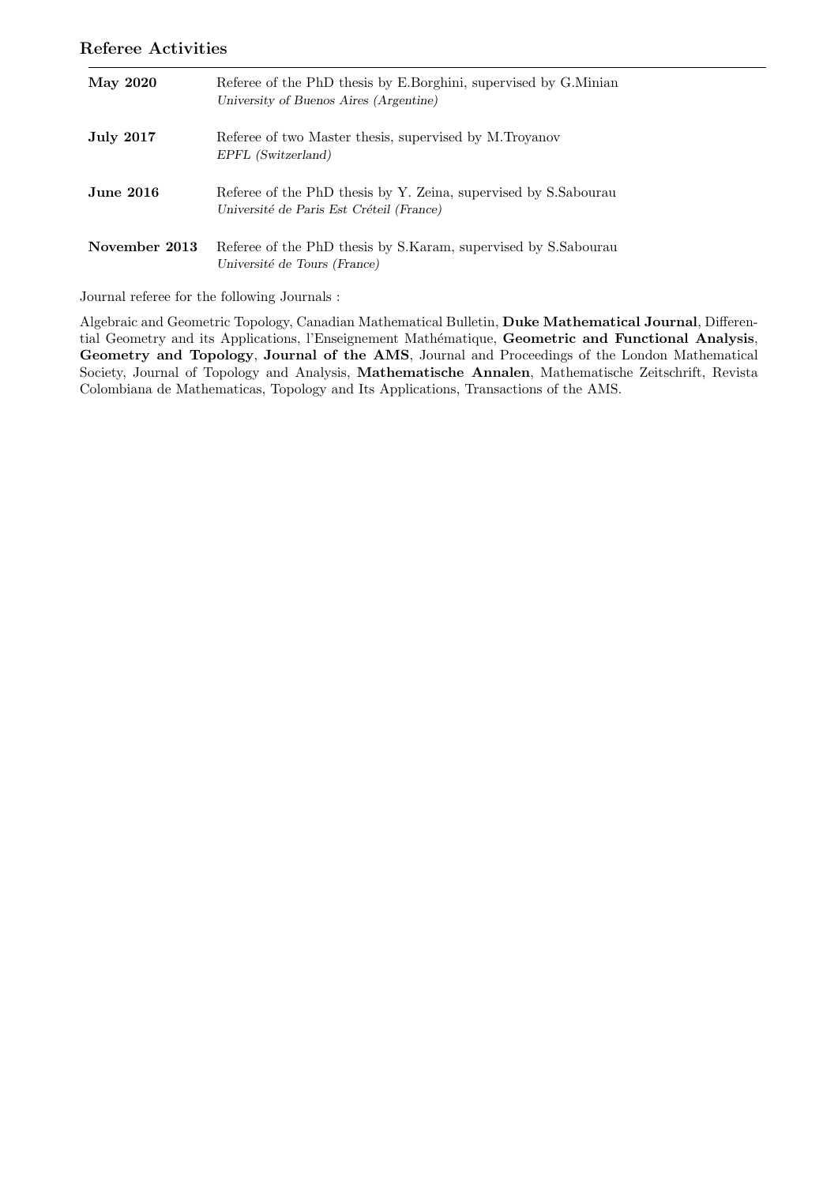## Referee Activities

| | |
|---|---|
| **May 2020** | Referee of the PhD thesis by E.Borghini, supervised by G.Minian<br>*University of Buenos Aires (Argentine)* |
| **July 2017** | Referee of two Master thesis, supervised by M.Troyanov<br>*EPFL (Switzerland)* |
| **June 2016** | Referee of the PhD thesis by Y. Zeina, supervised by S.Sabourau<br>*Université de Paris Est Créteil (France)* |
| **November 2013** | Referee of the PhD thesis by S.Karam, supervised by S.Sabourau<br>*Université de Tours (France)* |

Journal referee for the following Journals :

Algebraic and Geometric Topology, Canadian Mathematical Bulletin, **Duke Mathematical Journal**, Differential Geometry and its Applications, l'Enseignement Mathématique, **Geometric and Functional Analysis**, **Geometry and Topology**, **Journal of the AMS**, Journal and Proceedings of the London Mathematical Society, Journal of Topology and Analysis, **Mathematische Annalen**, Mathematische Zeitschrift, Revista Colombiana de Mathematicas, Topology and Its Applications, Transactions of the AMS.